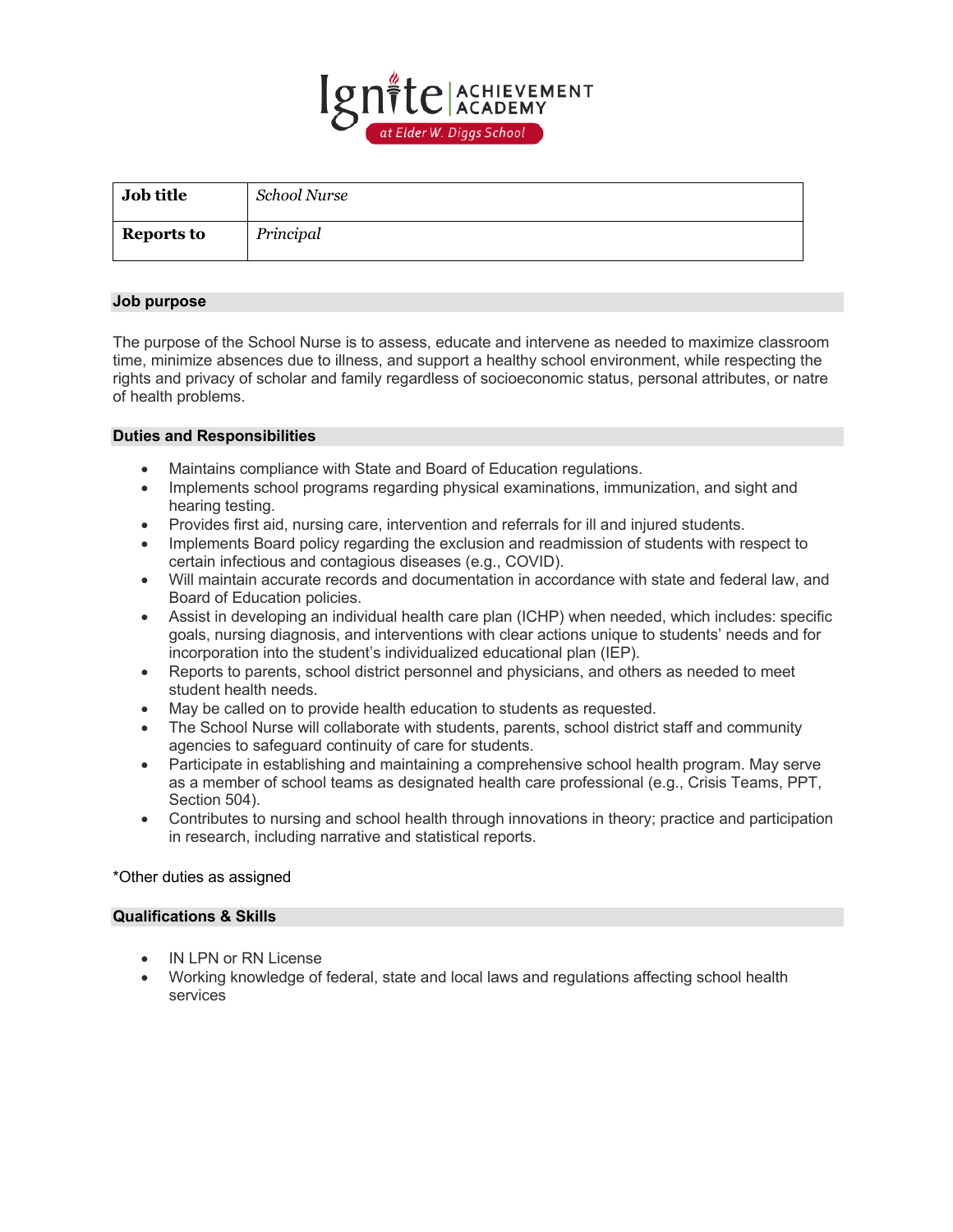Ignite ACHIEVEMENT ACADEMY at Elder W. Diggs School

| **Job title** | *School Nurse* |
| --- | --- |
| **Reports to** | *Principal* |

## Job purpose

The purpose of the School Nurse is to assess, educate and intervene as needed to maximize classroom time, minimize absences due to illness, and support a healthy school environment, while respecting the rights and privacy of scholar and family regardless of socioeconomic status, personal attributes, or natre of health problems.

## Duties and Responsibilities

- Maintains compliance with State and Board of Education regulations.
- Implements school programs regarding physical examinations, immunization, and sight and hearing testing.
- Provides first aid, nursing care, intervention and referrals for ill and injured students.
- Implements Board policy regarding the exclusion and readmission of students with respect to certain infectious and contagious diseases (e.g., COVID).
- Will maintain accurate records and documentation in accordance with state and federal law, and Board of Education policies.
- Assist in developing an individual health care plan (ICHP) when needed, which includes: specific goals, nursing diagnosis, and interventions with clear actions unique to students' needs and for incorporation into the student's individualized educational plan (IEP).
- Reports to parents, school district personnel and physicians, and others as needed to meet student health needs.
- May be called on to provide health education to students as requested.
- The School Nurse will collaborate with students, parents, school district staff and community agencies to safeguard continuity of care for students.
- Participate in establishing and maintaining a comprehensive school health program. May serve as a member of school teams as designated health care professional (e.g., Crisis Teams, PPT, Section 504).
- Contributes to nursing and school health through innovations in theory; practice and participation in research, including narrative and statistical reports.

*Other duties as assigned

## Qualifications & Skills

- IN LPN or RN License
- Working knowledge of federal, state and local laws and regulations affecting school health services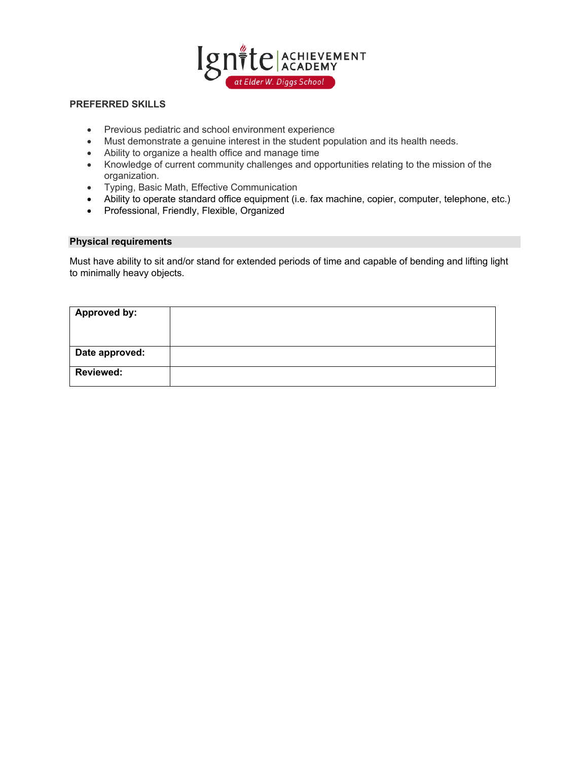## PREFERRED SKILLS

- Previous pediatric and school environment experience
- Must demonstrate a genuine interest in the student population and its health needs.
- Ability to organize a health office and manage time
- Knowledge of current community challenges and opportunities relating to the mission of the organization.
- Typing, Basic Math, Effective Communication
- Ability to operate standard office equipment (i.e. fax machine, copier, computer, telephone, etc.)
- Professional, Friendly, Flexible, Organized

## Physical requirements

Must have ability to sit and/or stand for extended periods of time and capable of bending and lifting light to minimally heavy objects.

| | |
|---|---|
| **Approved by:** | |
| **Date approved:** | |
| **Reviewed:** | |